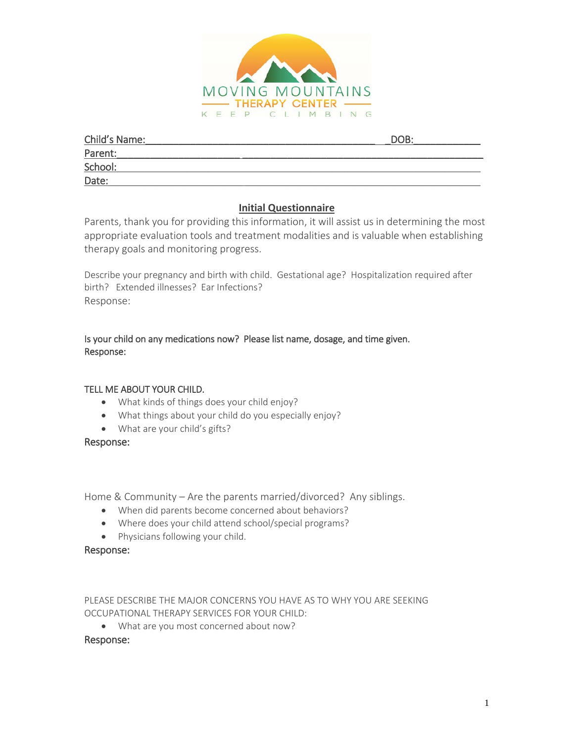MOVING MOUNTAINS
THERAPY CENTER
KEEP CLIMBING

Child's Name:_____________________________________________ DOB:____________
Parent:______________________________________________________________________
School:______________________________________________________________________
Date:________________________________________________________________________

## Initial Questionnaire

Parents, thank you for providing this information, it will assist us in determining the most appropriate evaluation tools and treatment modalities and is valuable when establishing therapy goals and monitoring progress.

Describe your pregnancy and birth with child. Gestational age? Hospitalization required after birth? Extended illnesses? Ear Infections?
Response:

Is your child on any medications now? Please list name, dosage, and time given.
Response:

TELL ME ABOUT YOUR CHILD.

- What kinds of things does your child enjoy?
- What things about your child do you especially enjoy?
- What are your child's gifts?

Response:

Home & Community – Are the parents married/divorced? Any siblings.

- When did parents become concerned about behaviors?
- Where does your child attend school/special programs?
- Physicians following your child.

Response:

PLEASE DESCRIBE THE MAJOR CONCERNS YOU HAVE AS TO WHY YOU ARE SEEKING OCCUPATIONAL THERAPY SERVICES FOR YOUR CHILD:

- What are you most concerned about now?

Response: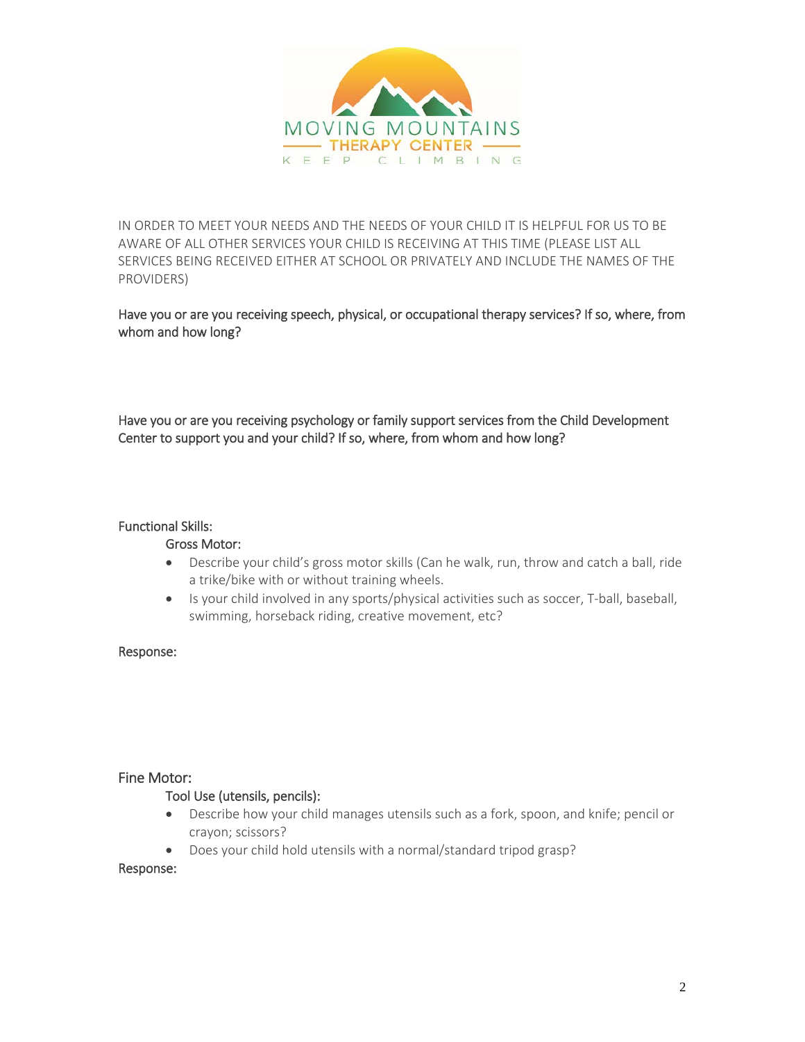IN ORDER TO MEET YOUR NEEDS AND THE NEEDS OF YOUR CHILD IT IS HELPFUL FOR US TO BE AWARE OF ALL OTHER SERVICES YOUR CHILD IS RECEIVING AT THIS TIME (PLEASE LIST ALL SERVICES BEING RECEIVED EITHER AT SCHOOL OR PRIVATELY AND INCLUDE THE NAMES OF THE PROVIDERS)

Have you or are you receiving speech, physical, or occupational therapy services? If so, where, from whom and how long?

Have you or are you receiving psychology or family support services from the Child Development Center to support you and your child? If so, where, from whom and how long?

Functional Skills:

Gross Motor:

- Describe your child's gross motor skills (Can he walk, run, throw and catch a ball, ride a trike/bike with or without training wheels.
- Is your child involved in any sports/physical activities such as soccer, T-ball, baseball, swimming, horseback riding, creative movement, etc?

Response:

Fine Motor:

Tool Use (utensils, pencils):

- Describe how your child manages utensils such as a fork, spoon, and knife; pencil or crayon; scissors?
- Does your child hold utensils with a normal/standard tripod grasp?

Response: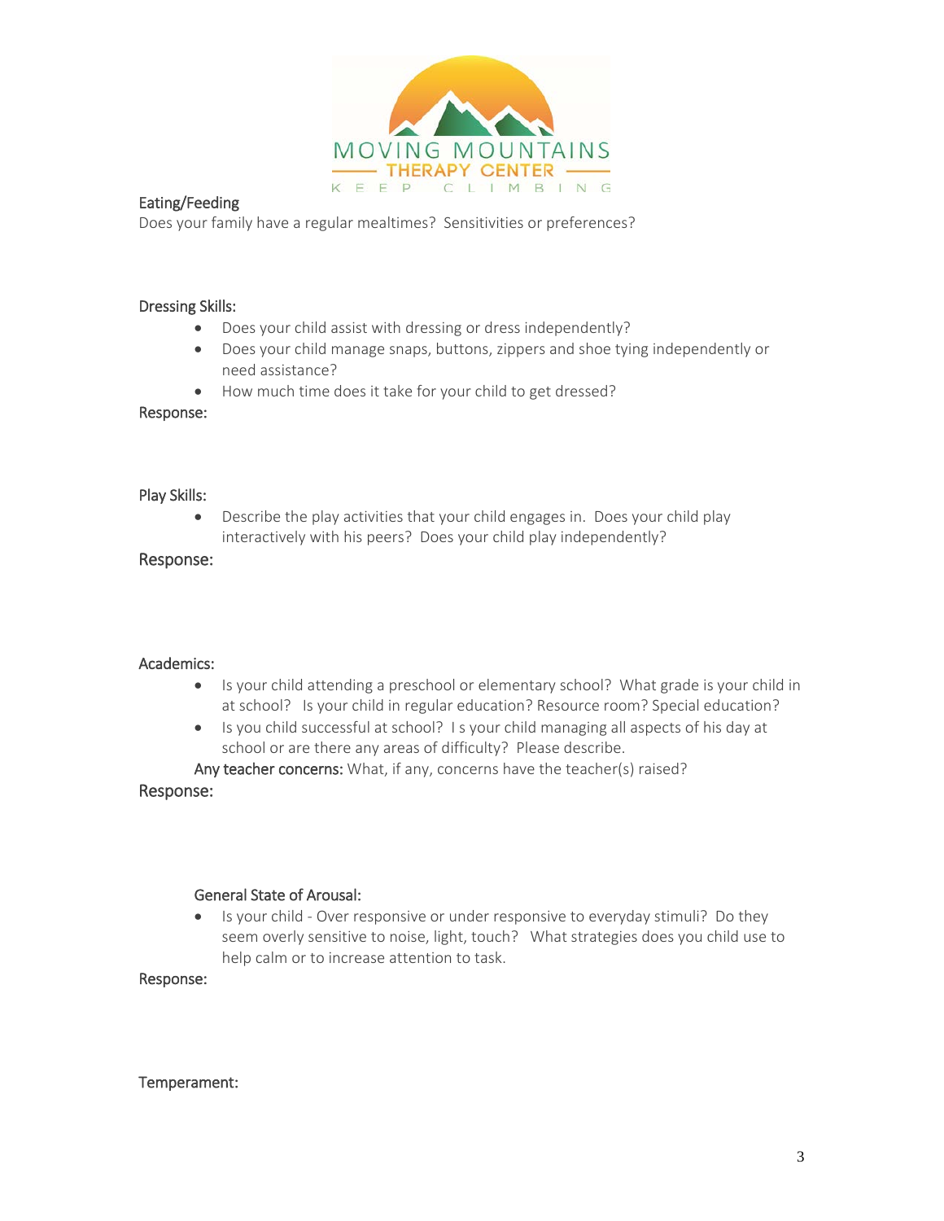MOVING MOUNTAINS
THERAPY CENTER
KEEP CLIMBING

### Eating/Feeding

Does your family have a regular mealtimes? Sensitivities or preferences?

### Dressing Skills:

- Does your child assist with dressing or dress independently?
- Does your child manage snaps, buttons, zippers and shoe tying independently or need assistance?
- How much time does it take for your child to get dressed?

Response:

### Play Skills:

- Describe the play activities that your child engages in. Does your child play interactively with his peers? Does your child play independently?

Response:

### Academics:

- Is your child attending a preschool or elementary school? What grade is your child in at school? Is your child in regular education? Resource room? Special education?
- Is you child successful at school? I s your child managing all aspects of his day at school or are there any areas of difficulty? Please describe.

Any teacher concerns: What, if any, concerns have the teacher(s) raised?

Response:

### General State of Arousal:

- Is your child - Over responsive or under responsive to everyday stimuli? Do they seem overly sensitive to noise, light, touch? What strategies does you child use to help calm or to increase attention to task.

Response:

### Temperament: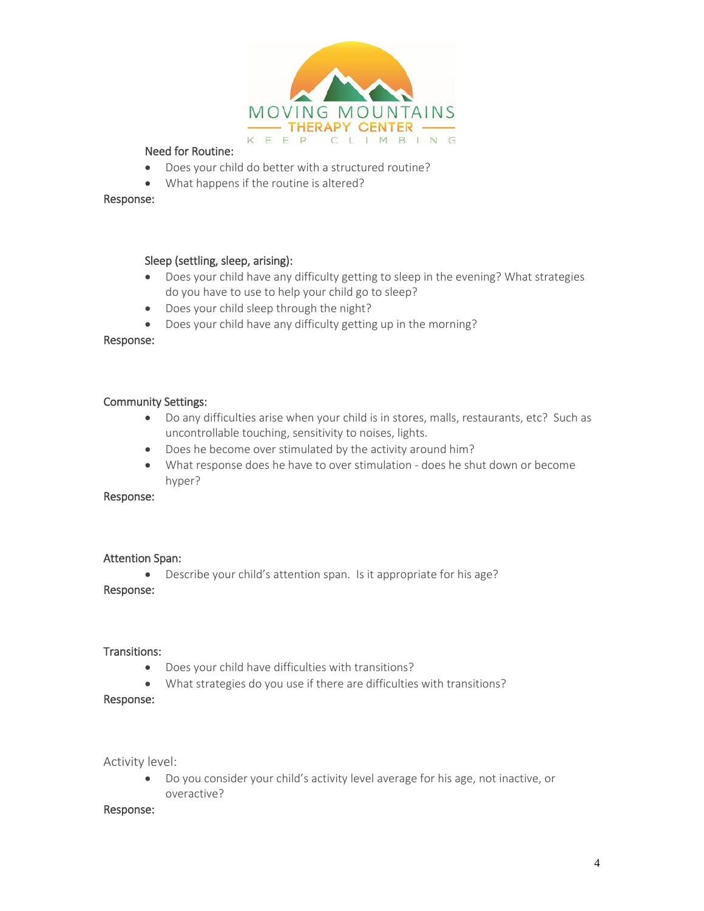Need for Routine:

- Does your child do better with a structured routine?
- What happens if the routine is altered?

Response:

Sleep (settling, sleep, arising):

- Does your child have any difficulty getting to sleep in the evening? What strategies do you have to use to help your child go to sleep?
- Does your child sleep through the night?
- Does your child have any difficulty getting up in the morning?

Response:

Community Settings:

- Do any difficulties arise when your child is in stores, malls, restaurants, etc? Such as uncontrollable touching, sensitivity to noises, lights.
- Does he become over stimulated by the activity around him?
- What response does he have to over stimulation - does he shut down or become hyper?

Response:

Attention Span:

- Describe your child's attention span. Is it appropriate for his age?

Response:

Transitions:

- Does your child have difficulties with transitions?
- What strategies do you use if there are difficulties with transitions?

Response:

Activity level:

- Do you consider your child's activity level average for his age, not inactive, or overactive?

Response: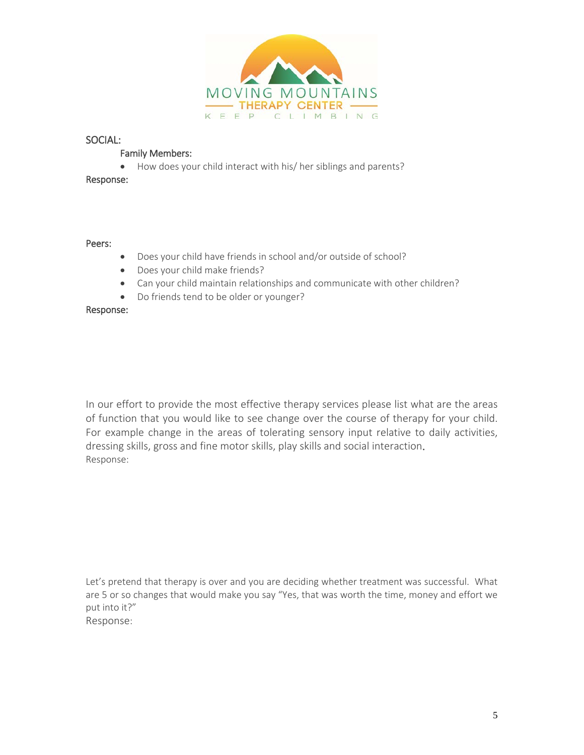MOVING MOUNTAINS
THERAPY CENTER
KEEP CLIMBING

## SOCIAL:

### Family Members:

- How does your child interact with his/ her siblings and parents?

**Response:**

### Peers:

- Does your child have friends in school and/or outside of school?
- Does your child make friends?
- Can your child maintain relationships and communicate with other children?
- Do friends tend to be older or younger?

**Response:**

In our effort to provide the most effective therapy services please list what are the areas of function that you would like to see change over the course of therapy for your child. For example change in the areas of tolerating sensory input relative to daily activities, dressing skills, gross and fine motor skills, play skills and social interaction.

Response:

Let's pretend that therapy is over and you are deciding whether treatment was successful. What are 5 or so changes that would make you say "Yes, that was worth the time, money and effort we put into it?"

Response: